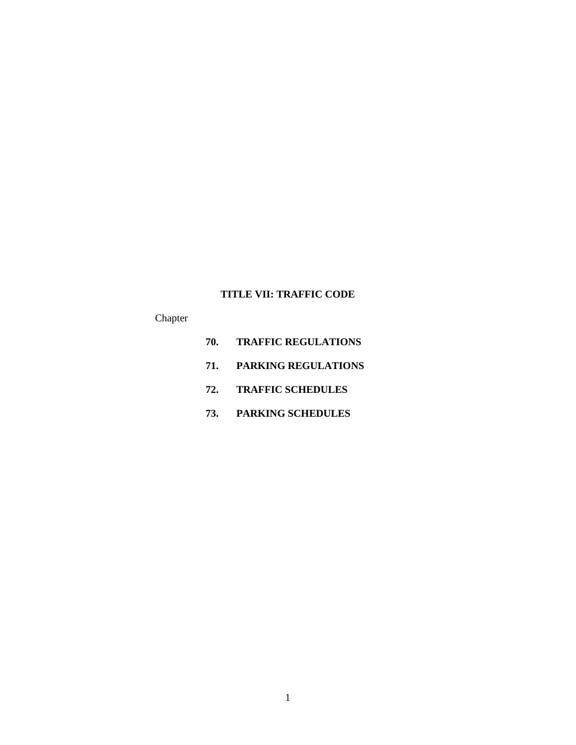# TITLE VII: TRAFFIC CODE

Chapter

**70. TRAFFIC REGULATIONS**

**71. PARKING REGULATIONS**

**72. TRAFFIC SCHEDULES**

**73. PARKING SCHEDULES**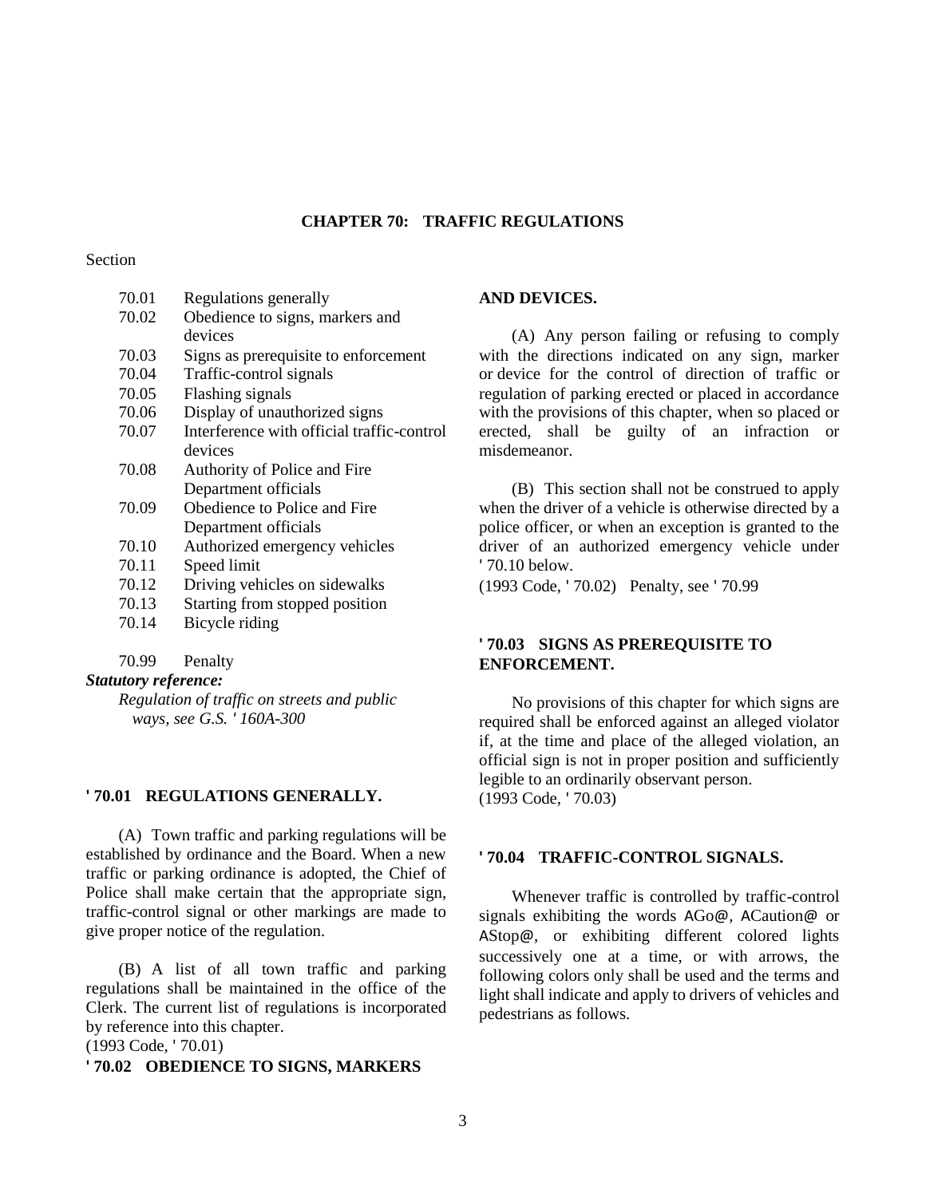# CHAPTER 70: TRAFFIC REGULATIONS

Section

70.01 Regulations generally
70.02 Obedience to signs, markers and devices
70.03 Signs as prerequisite to enforcement
70.04 Traffic-control signals
70.05 Flashing signals
70.06 Display of unauthorized signs
70.07 Interference with official traffic-control devices
70.08 Authority of Police and Fire Department officials
70.09 Obedience to Police and Fire Department officials
70.10 Authorized emergency vehicles
70.11 Speed limit
70.12 Driving vehicles on sidewalks
70.13 Starting from stopped position
70.14 Bicycle riding

70.99 Penalty

***Statutory reference:***

*Regulation of traffic on streets and public ways, see G.S. ' 160A-300*

## ' 70.01 REGULATIONS GENERALLY.

(A) Town traffic and parking regulations will be established by ordinance and the Board. When a new traffic or parking ordinance is adopted, the Chief of Police shall make certain that the appropriate sign, traffic-control signal or other markings are made to give proper notice of the regulation.

(B) A list of all town traffic and parking regulations shall be maintained in the office of the Clerk. The current list of regulations is incorporated by reference into this chapter.

(1993 Code, ' 70.01)

## ' 70.02 OBEDIENCE TO SIGNS, MARKERS AND DEVICES.

(A) Any person failing or refusing to comply with the directions indicated on any sign, marker or device for the control of direction of traffic or regulation of parking erected or placed in accordance with the provisions of this chapter, when so placed or erected, shall be guilty of an infraction or misdemeanor.

(B) This section shall not be construed to apply when the driver of a vehicle is otherwise directed by a police officer, or when an exception is granted to the driver of an authorized emergency vehicle under ' 70.10 below.

(1993 Code, ' 70.02) Penalty, see ' 70.99

## ' 70.03 SIGNS AS PREREQUISITE TO ENFORCEMENT.

No provisions of this chapter for which signs are required shall be enforced against an alleged violator if, at the time and place of the alleged violation, an official sign is not in proper position and sufficiently legible to an ordinarily observant person.

(1993 Code, ' 70.03)

## ' 70.04 TRAFFIC-CONTROL SIGNALS.

Whenever traffic is controlled by traffic-control signals exhibiting the words AGo@, ACaution@ or AStop@, or exhibiting different colored lights successively one at a time, or with arrows, the following colors only shall be used and the terms and light shall indicate and apply to drivers of vehicles and pedestrians as follows.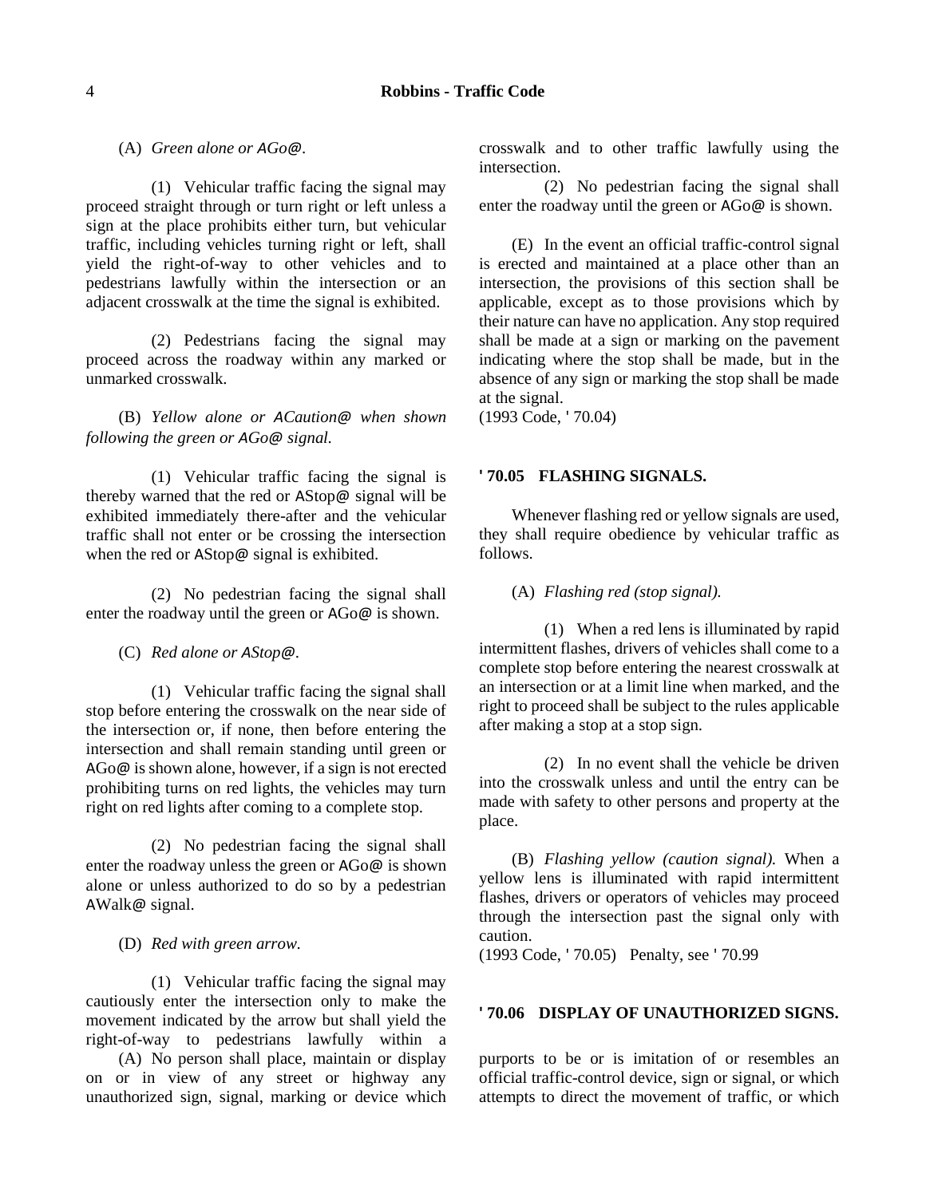(A) *Green alone or AGo@.*

(1) Vehicular traffic facing the signal may proceed straight through or turn right or left unless a sign at the place prohibits either turn, but vehicular traffic, including vehicles turning right or left, shall yield the right-of-way to other vehicles and to pedestrians lawfully within the intersection or an adjacent crosswalk at the time the signal is exhibited.

(2) Pedestrians facing the signal may proceed across the roadway within any marked or unmarked crosswalk.

(B) *Yellow alone or ACaution@ when shown following the green or AGo@ signal.*

(1) Vehicular traffic facing the signal is thereby warned that the red or AStop@ signal will be exhibited immediately there-after and the vehicular traffic shall not enter or be crossing the intersection when the red or AStop@ signal is exhibited.

(2) No pedestrian facing the signal shall enter the roadway until the green or AGo@ is shown.

(C) *Red alone or AStop@.*

(1) Vehicular traffic facing the signal shall stop before entering the crosswalk on the near side of the intersection or, if none, then before entering the intersection and shall remain standing until green or AGo@ is shown alone, however, if a sign is not erected prohibiting turns on red lights, the vehicles may turn right on red lights after coming to a complete stop.

(2) No pedestrian facing the signal shall enter the roadway unless the green or AGo@ is shown alone or unless authorized to do so by a pedestrian AWalk@ signal.

(D) *Red with green arrow.*

(1) Vehicular traffic facing the signal may cautiously enter the intersection only to make the movement indicated by the arrow but shall yield the right-of-way to pedestrians lawfully within a crosswalk and to other traffic lawfully using the intersection.

(2) No pedestrian facing the signal shall enter the roadway until the green or AGo@ is shown.

(E) In the event an official traffic-control signal is erected and maintained at a place other than an intersection, the provisions of this section shall be applicable, except as to those provisions which by their nature can have no application. Any stop required shall be made at a sign or marking on the pavement indicating where the stop shall be made, but in the absence of any sign or marking the stop shall be made at the signal.
(1993 Code, ' 70.04)

### ' 70.05 FLASHING SIGNALS.

Whenever flashing red or yellow signals are used, they shall require obedience by vehicular traffic as follows.

(A) *Flashing red (stop signal).*

(1) When a red lens is illuminated by rapid intermittent flashes, drivers of vehicles shall come to a complete stop before entering the nearest crosswalk at an intersection or at a limit line when marked, and the right to proceed shall be subject to the rules applicable after making a stop at a stop sign.

(2) In no event shall the vehicle be driven into the crosswalk unless and until the entry can be made with safety to other persons and property at the place.

(B) *Flashing yellow (caution signal).* When a yellow lens is illuminated with rapid intermittent flashes, drivers or operators of vehicles may proceed through the intersection past the signal only with caution.
(1993 Code, ' 70.05) Penalty, see ' 70.99

### ' 70.06 DISPLAY OF UNAUTHORIZED SIGNS.

(A) No person shall place, maintain or display on or in view of any street or highway any unauthorized sign, signal, marking or device which purports to be or is imitation of or resembles an official traffic-control device, sign or signal, or which attempts to direct the movement of traffic, or which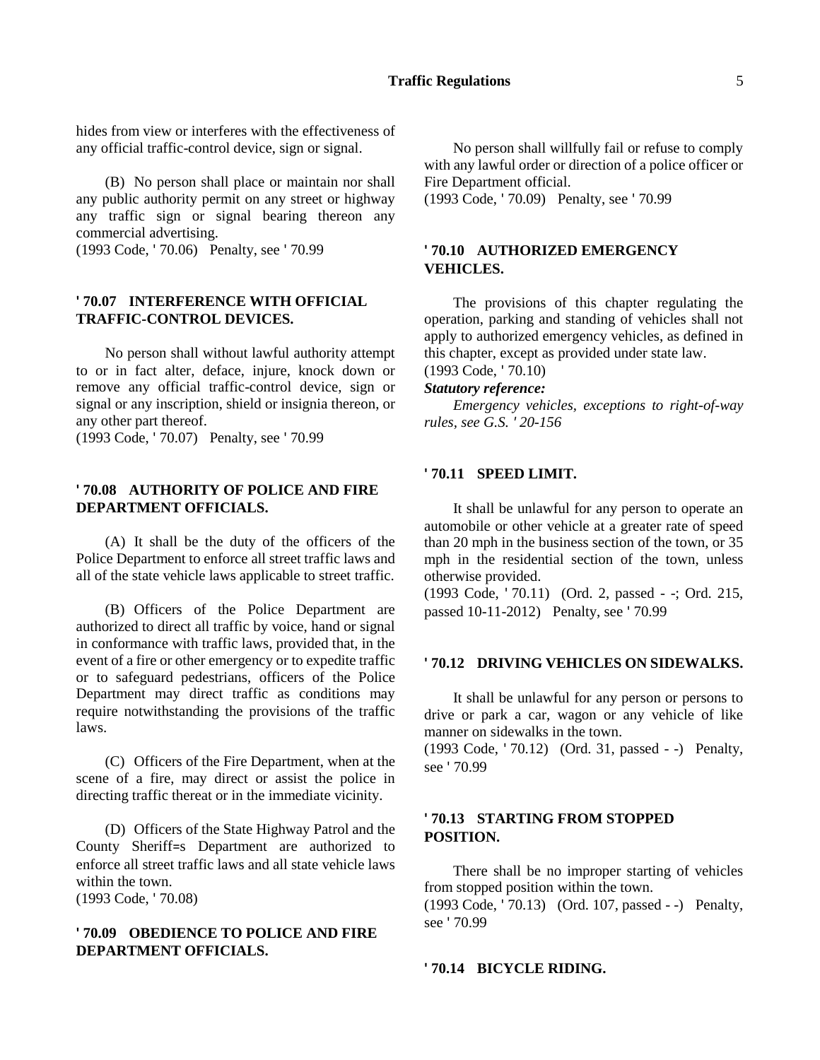hides from view or interferes with the effectiveness of any official traffic-control device, sign or signal.

(B) No person shall place or maintain nor shall any public authority permit on any street or highway any traffic sign or signal bearing thereon any commercial advertising.
(1993 Code, ' 70.06) Penalty, see ' 70.99

### ' 70.07 INTERFERENCE WITH OFFICIAL TRAFFIC-CONTROL DEVICES.

No person shall without lawful authority attempt to or in fact alter, deface, injure, knock down or remove any official traffic-control device, sign or signal or any inscription, shield or insignia thereon, or any other part thereof.
(1993 Code, ' 70.07) Penalty, see ' 70.99

### ' 70.08 AUTHORITY OF POLICE AND FIRE DEPARTMENT OFFICIALS.

(A) It shall be the duty of the officers of the Police Department to enforce all street traffic laws and all of the state vehicle laws applicable to street traffic.

(B) Officers of the Police Department are authorized to direct all traffic by voice, hand or signal in conformance with traffic laws, provided that, in the event of a fire or other emergency or to expedite traffic or to safeguard pedestrians, officers of the Police Department may direct traffic as conditions may require notwithstanding the provisions of the traffic laws.

(C) Officers of the Fire Department, when at the scene of a fire, may direct or assist the police in directing traffic thereat or in the immediate vicinity.

(D) Officers of the State Highway Patrol and the County Sheriff=s Department are authorized to enforce all street traffic laws and all state vehicle laws within the town.
(1993 Code, ' 70.08)

### ' 70.09 OBEDIENCE TO POLICE AND FIRE DEPARTMENT OFFICIALS.

No person shall willfully fail or refuse to comply with any lawful order or direction of a police officer or Fire Department official.
(1993 Code, ' 70.09) Penalty, see ' 70.99

### ' 70.10 AUTHORIZED EMERGENCY VEHICLES.

The provisions of this chapter regulating the operation, parking and standing of vehicles shall not apply to authorized emergency vehicles, as defined in this chapter, except as provided under state law.
(1993 Code, ' 70.10)

***Statutory reference:***

*Emergency vehicles, exceptions to right-of-way rules, see G.S. ' 20-156*

### ' 70.11 SPEED LIMIT.

It shall be unlawful for any person to operate an automobile or other vehicle at a greater rate of speed than 20 mph in the business section of the town, or 35 mph in the residential section of the town, unless otherwise provided.
(1993 Code, ' 70.11) (Ord. 2, passed - -; Ord. 215, passed 10-11-2012) Penalty, see ' 70.99

### ' 70.12 DRIVING VEHICLES ON SIDEWALKS.

It shall be unlawful for any person or persons to drive or park a car, wagon or any vehicle of like manner on sidewalks in the town.
(1993 Code, ' 70.12) (Ord. 31, passed - -) Penalty, see ' 70.99

### ' 70.13 STARTING FROM STOPPED POSITION.

There shall be no improper starting of vehicles from stopped position within the town.
(1993 Code, ' 70.13) (Ord. 107, passed - -) Penalty, see ' 70.99

### ' 70.14 BICYCLE RIDING.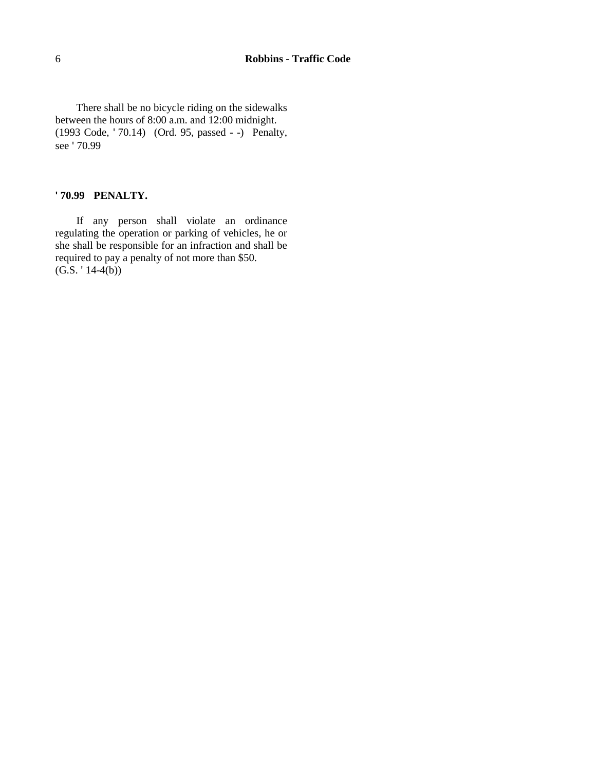There shall be no bicycle riding on the sidewalks between the hours of 8:00 a.m. and 12:00 midnight. (1993 Code, ' 70.14) (Ord. 95, passed - -) Penalty, see ' 70.99

**' 70.99 PENALTY.**

If any person shall violate an ordinance regulating the operation or parking of vehicles, he or she shall be responsible for an infraction and shall be required to pay a penalty of not more than $50. (G.S. ' 14-4(b))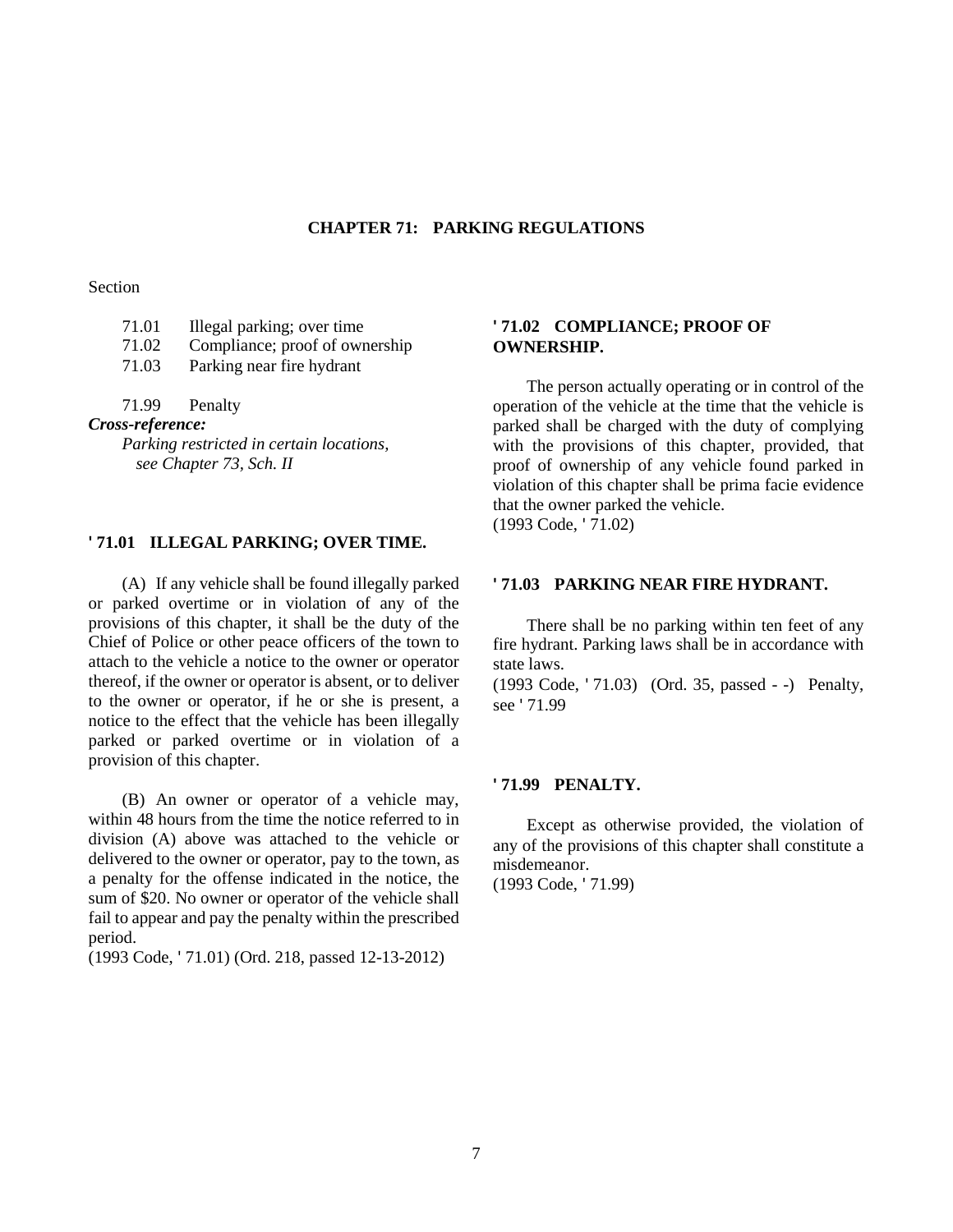# CHAPTER 71: PARKING REGULATIONS

Section

- 71.01 Illegal parking; over time
- 71.02 Compliance; proof of ownership
- 71.03 Parking near fire hydrant

- 71.99 Penalty

***Cross-reference:***

*Parking restricted in certain locations, see Chapter 73, Sch. II*

## ' 71.01 ILLEGAL PARKING; OVER TIME.

(A) If any vehicle shall be found illegally parked or parked overtime or in violation of any of the provisions of this chapter, it shall be the duty of the Chief of Police or other peace officers of the town to attach to the vehicle a notice to the owner or operator thereof, if the owner or operator is absent, or to deliver to the owner or operator, if he or she is present, a notice to the effect that the vehicle has been illegally parked or parked overtime or in violation of a provision of this chapter.

(B) An owner or operator of a vehicle may, within 48 hours from the time the notice referred to in division (A) above was attached to the vehicle or delivered to the owner or operator, pay to the town, as a penalty for the offense indicated in the notice, the sum of $20. No owner or operator of the vehicle shall fail to appear and pay the penalty within the prescribed period.

(1993 Code, ' 71.01) (Ord. 218, passed 12-13-2012)

## ' 71.02 COMPLIANCE; PROOF OF OWNERSHIP.

The person actually operating or in control of the operation of the vehicle at the time that the vehicle is parked shall be charged with the duty of complying with the provisions of this chapter, provided, that proof of ownership of any vehicle found parked in violation of this chapter shall be prima facie evidence that the owner parked the vehicle.

(1993 Code, ' 71.02)

## ' 71.03 PARKING NEAR FIRE HYDRANT.

There shall be no parking within ten feet of any fire hydrant. Parking laws shall be in accordance with state laws.

(1993 Code, ' 71.03) (Ord. 35, passed - -) Penalty, see ' 71.99

## ' 71.99 PENALTY.

Except as otherwise provided, the violation of any of the provisions of this chapter shall constitute a misdemeanor.

(1993 Code, ' 71.99)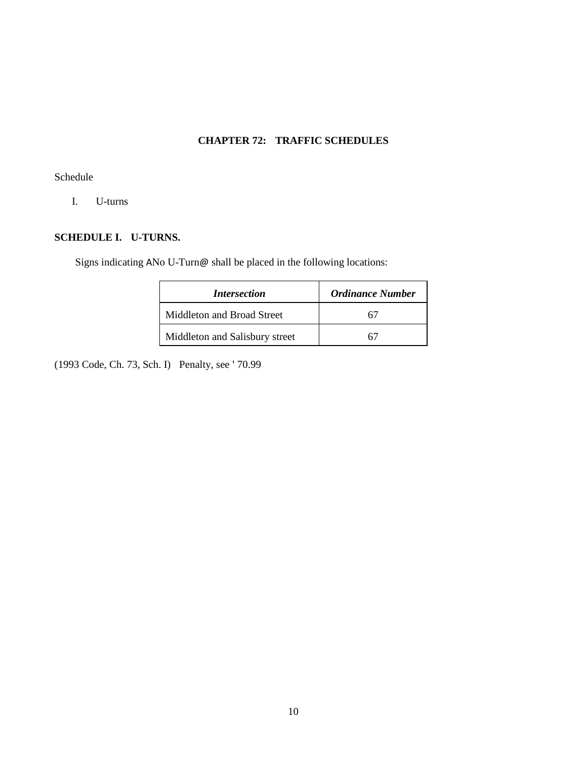# CHAPTER 72: TRAFFIC SCHEDULES

Schedule

I. U-turns

## SCHEDULE I. U-TURNS.

Signs indicating ANo U-Turn@ shall be placed in the following locations:

| *Intersection* | *Ordinance Number* |
|---|---|
| Middleton and Broad Street | 67 |
| Middleton and Salisbury street | 67 |

(1993 Code, Ch. 73, Sch. I) Penalty, see ' 70.99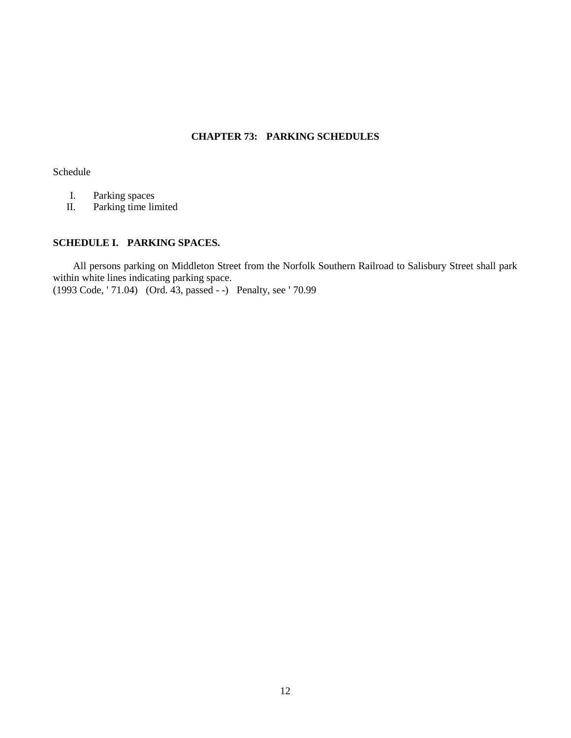# CHAPTER 73: PARKING SCHEDULES

Schedule

I. Parking spaces
II. Parking time limited

## SCHEDULE I. PARKING SPACES.

All persons parking on Middleton Street from the Norfolk Southern Railroad to Salisbury Street shall park within white lines indicating parking space.
(1993 Code, ' 71.04) (Ord. 43, passed - -) Penalty, see ' 70.99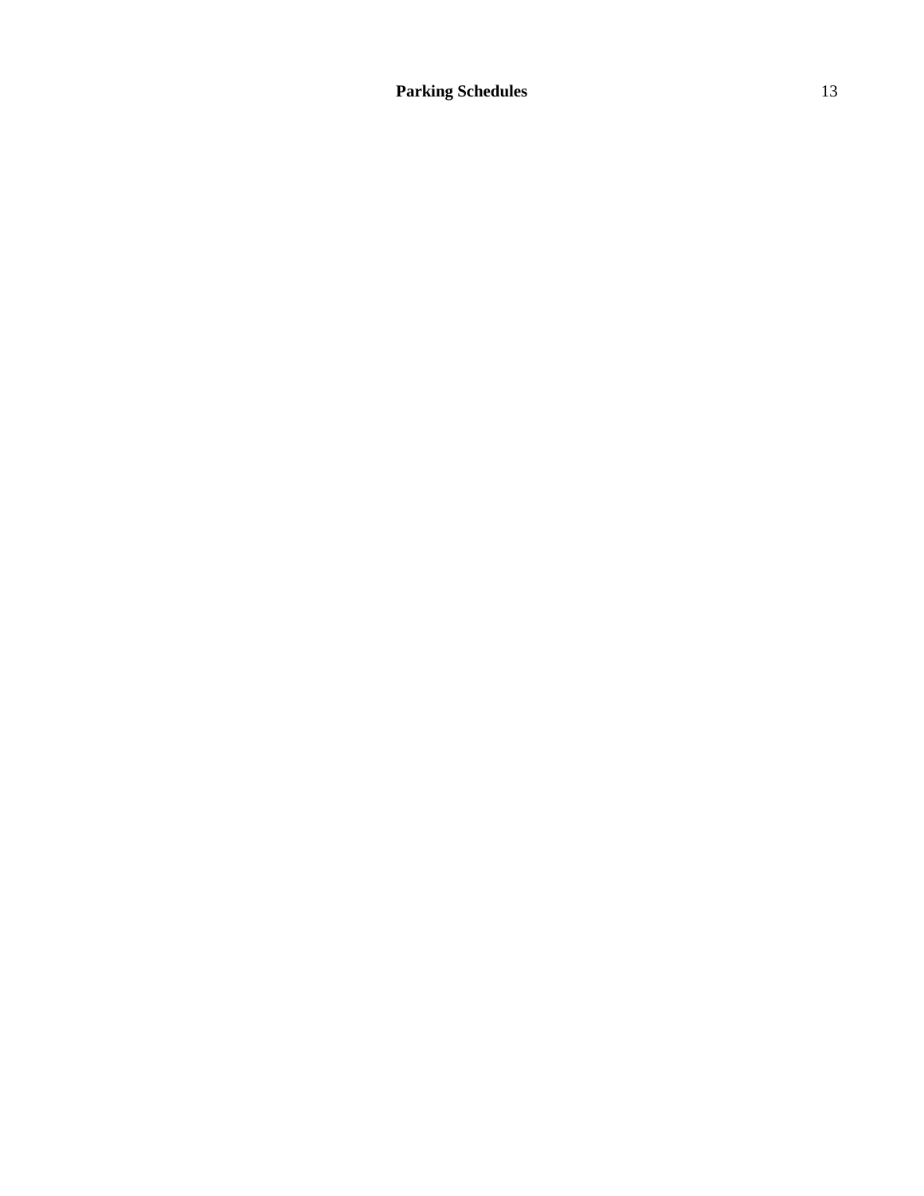# Parking Schedules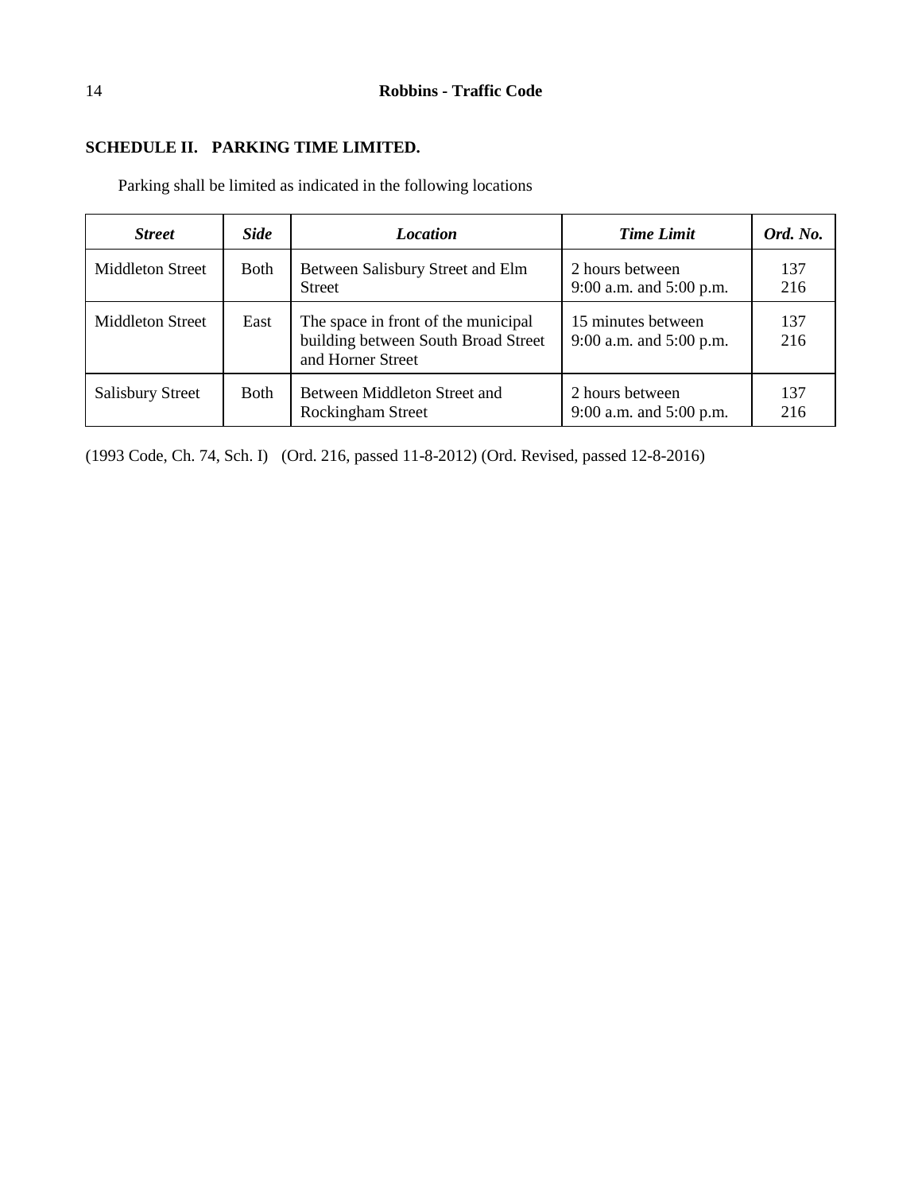## SCHEDULE II. PARKING TIME LIMITED.

Parking shall be limited as indicated in the following locations

| ***Street*** | ***Side*** | ***Location*** | ***Time Limit*** | ***Ord. No.*** |
|---|---|---|---|---|
| Middleton Street | Both | Between Salisbury Street and Elm Street | 2 hours between 9:00 a.m. and 5:00 p.m. | 137 216 |
| Middleton Street | East | The space in front of the municipal building between South Broad Street and Horner Street | 15 minutes between 9:00 a.m. and 5:00 p.m. | 137 216 |
| Salisbury Street | Both | Between Middleton Street and Rockingham Street | 2 hours between 9:00 a.m. and 5:00 p.m. | 137 216 |

(1993 Code, Ch. 74, Sch. I) (Ord. 216, passed 11-8-2012) (Ord. Revised, passed 12-8-2016)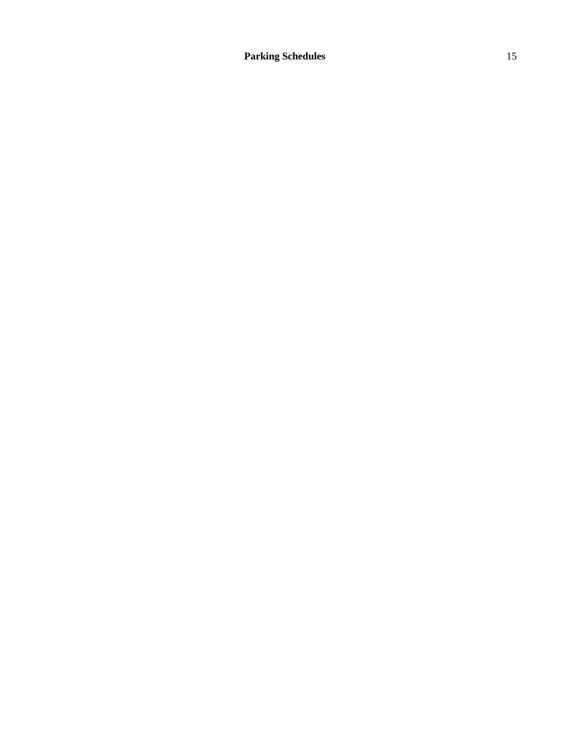# Parking Schedules